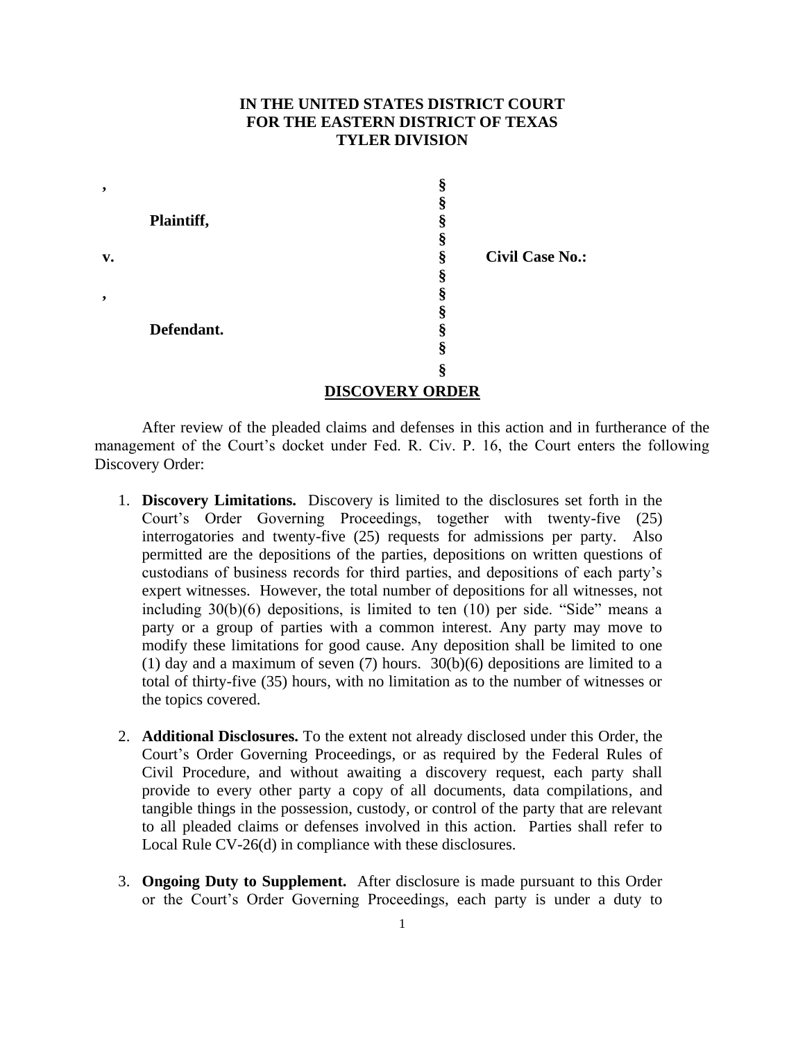**IN THE UNITED STATES DISTRICT COURT**
**FOR THE EASTERN DISTRICT OF TEXAS**
**TYLER DIVISION**

| | | |
|---|---|---|
| **,** | **§** | |
| | **§** | |
| **Plaintiff,** | **§** | |
| | **§** | |
| **v.** | **§** | **Civil Case No.:** |
| | **§** | |
| **,** | **§** | |
| | **§** | |
| **Defendant.** | **§** | |
| | **§** | |
| | **§** | |

## DISCOVERY ORDER

After review of the pleaded claims and defenses in this action and in furtherance of the management of the Court's docket under Fed. R. Civ. P. 16, the Court enters the following Discovery Order:

1. **Discovery Limitations.** Discovery is limited to the disclosures set forth in the Court's Order Governing Proceedings, together with twenty-five (25) interrogatories and twenty-five (25) requests for admissions per party. Also permitted are the depositions of the parties, depositions on written questions of custodians of business records for third parties, and depositions of each party's expert witnesses. However, the total number of depositions for all witnesses, not including 30(b)(6) depositions, is limited to ten (10) per side. "Side" means a party or a group of parties with a common interest. Any party may move to modify these limitations for good cause. Any deposition shall be limited to one (1) day and a maximum of seven (7) hours. 30(b)(6) depositions are limited to a total of thirty-five (35) hours, with no limitation as to the number of witnesses or the topics covered.

2. **Additional Disclosures.** To the extent not already disclosed under this Order, the Court's Order Governing Proceedings, or as required by the Federal Rules of Civil Procedure, and without awaiting a discovery request, each party shall provide to every other party a copy of all documents, data compilations, and tangible things in the possession, custody, or control of the party that are relevant to all pleaded claims or defenses involved in this action. Parties shall refer to Local Rule CV-26(d) in compliance with these disclosures.

3. **Ongoing Duty to Supplement.** After disclosure is made pursuant to this Order or the Court's Order Governing Proceedings, each party is under a duty to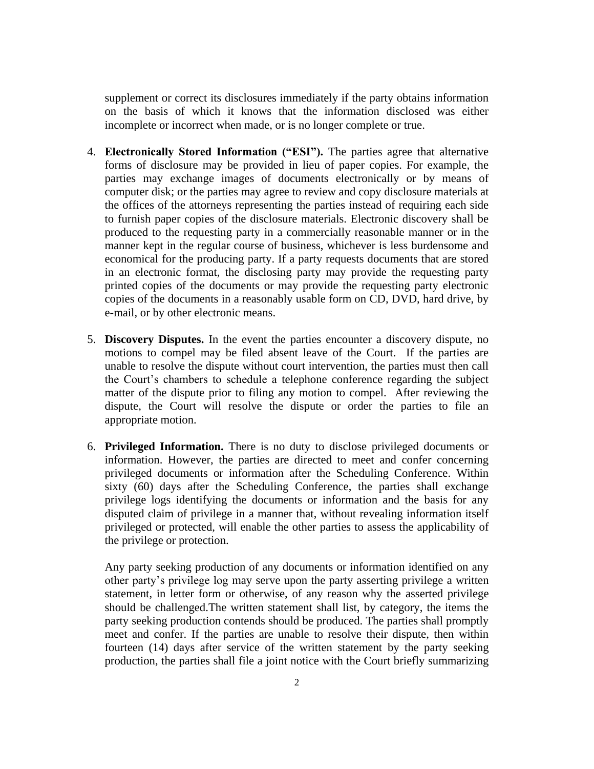supplement or correct its disclosures immediately if the party obtains information on the basis of which it knows that the information disclosed was either incomplete or incorrect when made, or is no longer complete or true.

4. **Electronically Stored Information ("ESI").** The parties agree that alternative forms of disclosure may be provided in lieu of paper copies. For example, the parties may exchange images of documents electronically or by means of computer disk; or the parties may agree to review and copy disclosure materials at the offices of the attorneys representing the parties instead of requiring each side to furnish paper copies of the disclosure materials. Electronic discovery shall be produced to the requesting party in a commercially reasonable manner or in the manner kept in the regular course of business, whichever is less burdensome and economical for the producing party. If a party requests documents that are stored in an electronic format, the disclosing party may provide the requesting party printed copies of the documents or may provide the requesting party electronic copies of the documents in a reasonably usable form on CD, DVD, hard drive, by e-mail, or by other electronic means.

5. **Discovery Disputes.** In the event the parties encounter a discovery dispute, no motions to compel may be filed absent leave of the Court. If the parties are unable to resolve the dispute without court intervention, the parties must then call the Court's chambers to schedule a telephone conference regarding the subject matter of the dispute prior to filing any motion to compel. After reviewing the dispute, the Court will resolve the dispute or order the parties to file an appropriate motion.

6. **Privileged Information.** There is no duty to disclose privileged documents or information. However, the parties are directed to meet and confer concerning privileged documents or information after the Scheduling Conference. Within sixty (60) days after the Scheduling Conference, the parties shall exchange privilege logs identifying the documents or information and the basis for any disputed claim of privilege in a manner that, without revealing information itself privileged or protected, will enable the other parties to assess the applicability of the privilege or protection.

   Any party seeking production of any documents or information identified on any other party's privilege log may serve upon the party asserting privilege a written statement, in letter form or otherwise, of any reason why the asserted privilege should be challenged.The written statement shall list, by category, the items the party seeking production contends should be produced. The parties shall promptly meet and confer. If the parties are unable to resolve their dispute, then within fourteen (14) days after service of the written statement by the party seeking production, the parties shall file a joint notice with the Court briefly summarizing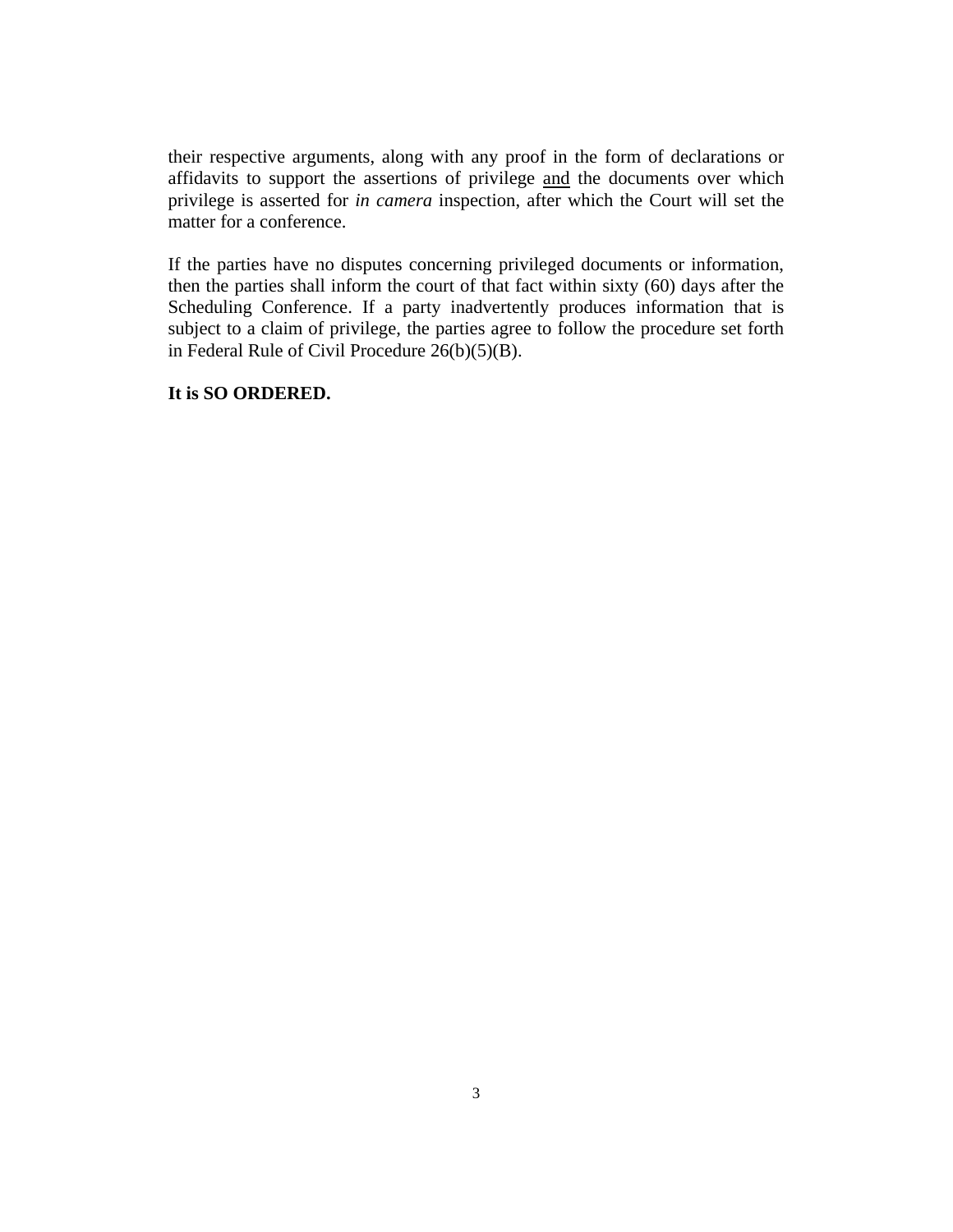their respective arguments, along with any proof in the form of declarations or affidavits to support the assertions of privilege <u>and</u> the documents over which privilege is asserted for *in camera* inspection, after which the Court will set the matter for a conference.

If the parties have no disputes concerning privileged documents or information, then the parties shall inform the court of that fact within sixty (60) days after the Scheduling Conference. If a party inadvertently produces information that is subject to a claim of privilege, the parties agree to follow the procedure set forth in Federal Rule of Civil Procedure 26(b)(5)(B).

**It is SO ORDERED.**